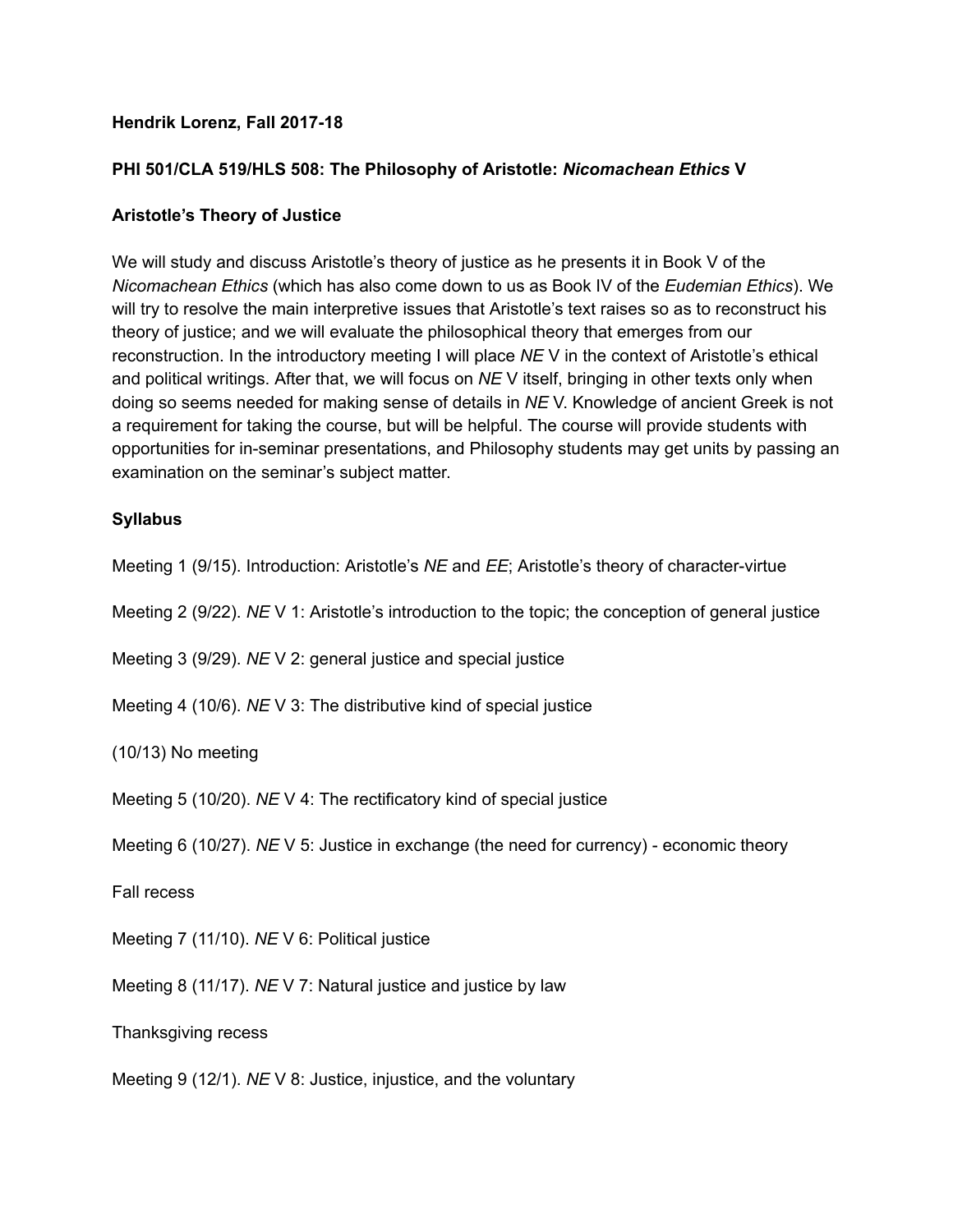**Hendrik Lorenz, Fall 2017-18**

**PHI 501/CLA 519/HLS 508: The Philosophy of Aristotle: *Nicomachean Ethics* V**

**Aristotle's Theory of Justice**

We will study and discuss Aristotle's theory of justice as he presents it in Book V of the *Nicomachean Ethics* (which has also come down to us as Book IV of the *Eudemian Ethics*). We will try to resolve the main interpretive issues that Aristotle's text raises so as to reconstruct his theory of justice; and we will evaluate the philosophical theory that emerges from our reconstruction. In the introductory meeting I will place *NE* V in the context of Aristotle's ethical and political writings. After that, we will focus on *NE* V itself, bringing in other texts only when doing so seems needed for making sense of details in *NE* V. Knowledge of ancient Greek is not a requirement for taking the course, but will be helpful. The course will provide students with opportunities for in-seminar presentations, and Philosophy students may get units by passing an examination on the seminar's subject matter.

**Syllabus**

Meeting 1 (9/15). Introduction: Aristotle's *NE* and *EE*; Aristotle's theory of character-virtue

Meeting 2 (9/22). *NE* V 1: Aristotle's introduction to the topic; the conception of general justice

Meeting 3 (9/29). *NE* V 2: general justice and special justice

Meeting 4 (10/6). *NE* V 3: The distributive kind of special justice

(10/13) No meeting

Meeting 5 (10/20). *NE* V 4: The rectificatory kind of special justice

Meeting 6 (10/27). *NE* V 5: Justice in exchange (the need for currency) - economic theory

Fall recess

Meeting 7 (11/10). *NE* V 6: Political justice

Meeting 8 (11/17). *NE* V 7: Natural justice and justice by law

Thanksgiving recess

Meeting 9 (12/1). *NE* V 8: Justice, injustice, and the voluntary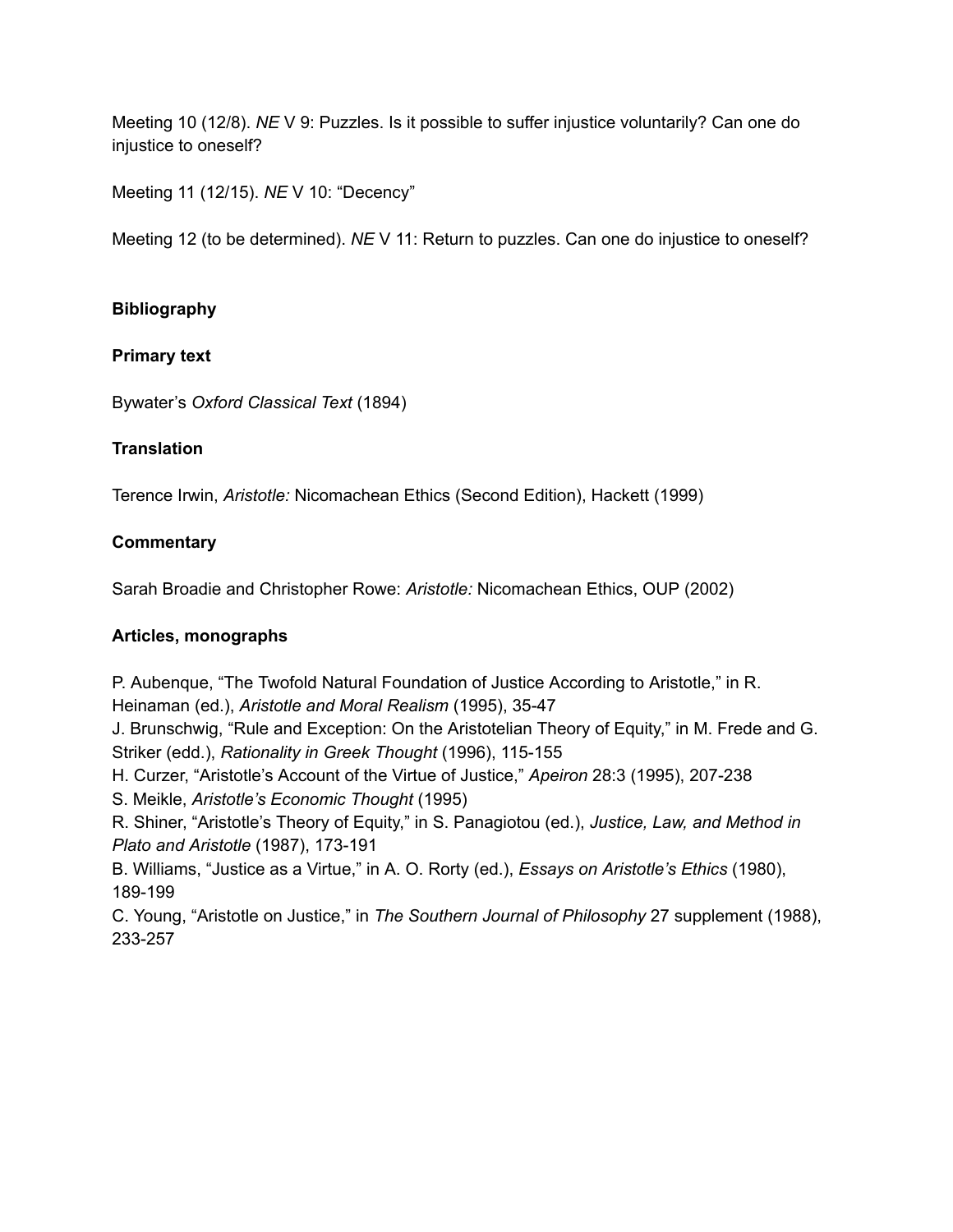Meeting 10 (12/8). *NE* V 9: Puzzles. Is it possible to suffer injustice voluntarily? Can one do injustice to oneself?

Meeting 11 (12/15). *NE* V 10: "Decency"

Meeting 12 (to be determined). *NE* V 11: Return to puzzles. Can one do injustice to oneself?

**Bibliography**

**Primary text**

Bywater's *Oxford Classical Text* (1894)

**Translation**

Terence Irwin, *Aristotle:* Nicomachean Ethics (Second Edition), Hackett (1999)

**Commentary**

Sarah Broadie and Christopher Rowe: *Aristotle:* Nicomachean Ethics, OUP (2002)

**Articles, monographs**

P. Aubenque, "The Twofold Natural Foundation of Justice According to Aristotle," in R. Heinaman (ed.), *Aristotle and Moral Realism* (1995), 35-47
J. Brunschwig, "Rule and Exception: On the Aristotelian Theory of Equity," in M. Frede and G. Striker (edd.), *Rationality in Greek Thought* (1996), 115-155
H. Curzer, "Aristotle's Account of the Virtue of Justice," *Apeiron* 28:3 (1995), 207-238
S. Meikle, *Aristotle's Economic Thought* (1995)
R. Shiner, "Aristotle's Theory of Equity," in S. Panagiotou (ed.), *Justice, Law, and Method in Plato and Aristotle* (1987), 173-191
B. Williams, "Justice as a Virtue," in A. O. Rorty (ed.), *Essays on Aristotle's Ethics* (1980), 189-199
C. Young, "Aristotle on Justice," in *The Southern Journal of Philosophy* 27 supplement (1988), 233-257